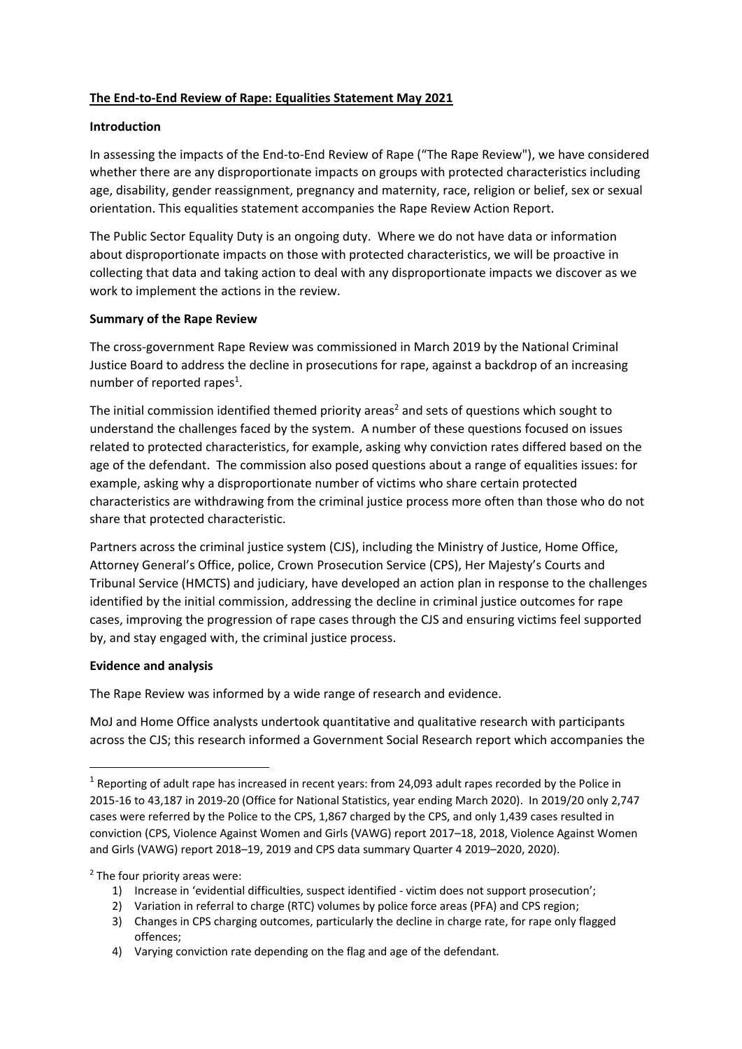# The End-to-End Review of Rape: Equalities Statement May 2021

## Introduction

In assessing the impacts of the End-to-End Review of Rape ("The Rape Review"), we have considered whether there are any disproportionate impacts on groups with protected characteristics including age, disability, gender reassignment, pregnancy and maternity, race, religion or belief, sex or sexual orientation. This equalities statement accompanies the Rape Review Action Report.

The Public Sector Equality Duty is an ongoing duty. Where we do not have data or information about disproportionate impacts on those with protected characteristics, we will be proactive in collecting that data and taking action to deal with any disproportionate impacts we discover as we work to implement the actions in the review.

## Summary of the Rape Review

The cross-government Rape Review was commissioned in March 2019 by the National Criminal Justice Board to address the decline in prosecutions for rape, against a backdrop of an increasing number of reported rapes[1].

The initial commission identified themed priority areas[2] and sets of questions which sought to understand the challenges faced by the system. A number of these questions focused on issues related to protected characteristics, for example, asking why conviction rates differed based on the age of the defendant. The commission also posed questions about a range of equalities issues: for example, asking why a disproportionate number of victims who share certain protected characteristics are withdrawing from the criminal justice process more often than those who do not share that protected characteristic.

Partners across the criminal justice system (CJS), including the Ministry of Justice, Home Office, Attorney General's Office, police, Crown Prosecution Service (CPS), Her Majesty's Courts and Tribunal Service (HMCTS) and judiciary, have developed an action plan in response to the challenges identified by the initial commission, addressing the decline in criminal justice outcomes for rape cases, improving the progression of rape cases through the CJS and ensuring victims feel supported by, and stay engaged with, the criminal justice process.

## Evidence and analysis

The Rape Review was informed by a wide range of research and evidence.

MoJ and Home Office analysts undertook quantitative and qualitative research with participants across the CJS; this research informed a Government Social Research report which accompanies the

---

[1] Reporting of adult rape has increased in recent years: from 24,093 adult rapes recorded by the Police in 2015-16 to 43,187 in 2019-20 (Office for National Statistics, year ending March 2020). In 2019/20 only 2,747 cases were referred by the Police to the CPS, 1,867 charged by the CPS, and only 1,439 cases resulted in conviction (CPS, Violence Against Women and Girls (VAWG) report 2017–18, 2018, Violence Against Women and Girls (VAWG) report 2018–19, 2019 and CPS data summary Quarter 4 2019–2020, 2020).

[2] The four priority areas were:

1) Increase in 'evidential difficulties, suspect identified - victim does not support prosecution';
2) Variation in referral to charge (RTC) volumes by police force areas (PFA) and CPS region;
3) Changes in CPS charging outcomes, particularly the decline in charge rate, for rape only flagged offences;
4) Varying conviction rate depending on the flag and age of the defendant.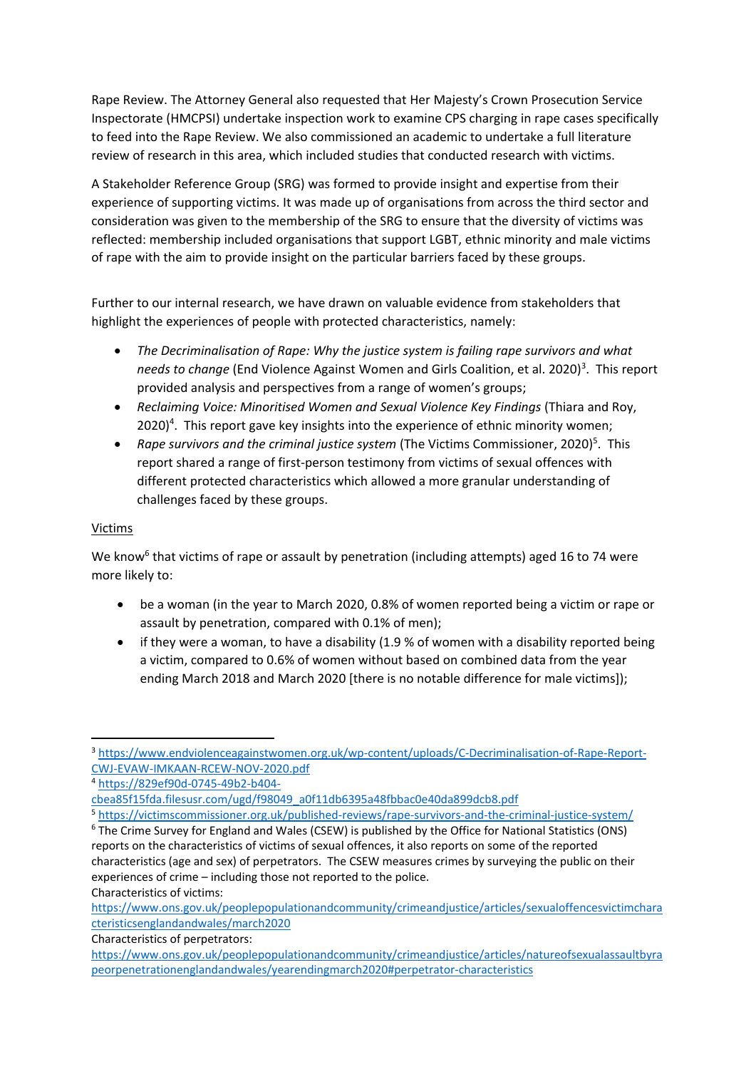Rape Review. The Attorney General also requested that Her Majesty's Crown Prosecution Service Inspectorate (HMCPSI) undertake inspection work to examine CPS charging in rape cases specifically to feed into the Rape Review. We also commissioned an academic to undertake a full literature review of research in this area, which included studies that conducted research with victims.

A Stakeholder Reference Group (SRG) was formed to provide insight and expertise from their experience of supporting victims. It was made up of organisations from across the third sector and consideration was given to the membership of the SRG to ensure that the diversity of victims was reflected: membership included organisations that support LGBT, ethnic minority and male victims of rape with the aim to provide insight on the particular barriers faced by these groups.

Further to our internal research, we have drawn on valuable evidence from stakeholders that highlight the experiences of people with protected characteristics, namely:

- *The Decriminalisation of Rape: Why the justice system is failing rape survivors and what needs to change* (End Violence Against Women and Girls Coalition, et al. 2020)[3]. This report provided analysis and perspectives from a range of women's groups;
- *Reclaiming Voice: Minoritised Women and Sexual Violence Key Findings* (Thiara and Roy, 2020)[4]. This report gave key insights into the experience of ethnic minority women;
- *Rape survivors and the criminal justice system* (The Victims Commissioner, 2020)[5]. This report shared a range of first-person testimony from victims of sexual offences with different protected characteristics which allowed a more granular understanding of challenges faced by these groups.

<u>Victims</u>

We know[6] that victims of rape or assault by penetration (including attempts) aged 16 to 74 were more likely to:

- be a woman (in the year to March 2020, 0.8% of women reported being a victim or rape or assault by penetration, compared with 0.1% of men);
- if they were a woman, to have a disability (1.9 % of women with a disability reported being a victim, compared to 0.6% of women without based on combined data from the year ending March 2018 and March 2020 [there is no notable difference for male victims]);

---

[3] https://www.endviolenceagainstwomen.org.uk/wp-content/uploads/C-Decriminalisation-of-Rape-Report-CWJ-EVAW-IMKAAN-RCEW-NOV-2020.pdf

[4] https://829ef90d-0745-49b2-b404-cbea85f15fda.filesusr.com/ugd/f98049_a0f11db6395a48fbbac0e40da899dcb8.pdf

[5] https://victimscommissioner.org.uk/published-reviews/rape-survivors-and-the-criminal-justice-system/

[6] The Crime Survey for England and Wales (CSEW) is published by the Office for National Statistics (ONS) reports on the characteristics of victims of sexual offences, it also reports on some of the reported characteristics (age and sex) of perpetrators. The CSEW measures crimes by surveying the public on their experiences of crime – including those not reported to the police.
Characteristics of victims:
https://www.ons.gov.uk/peoplepopulationandcommunity/crimeandjustice/articles/sexualoffencesvictimcharacteristicsenglandandwales/march2020
Characteristics of perpetrators:
https://www.ons.gov.uk/peoplepopulationandcommunity/crimeandjustice/articles/natureofsexualassaultbyrapeorpenetrationenglandandwales/yearendingmarch2020#perpetrator-characteristics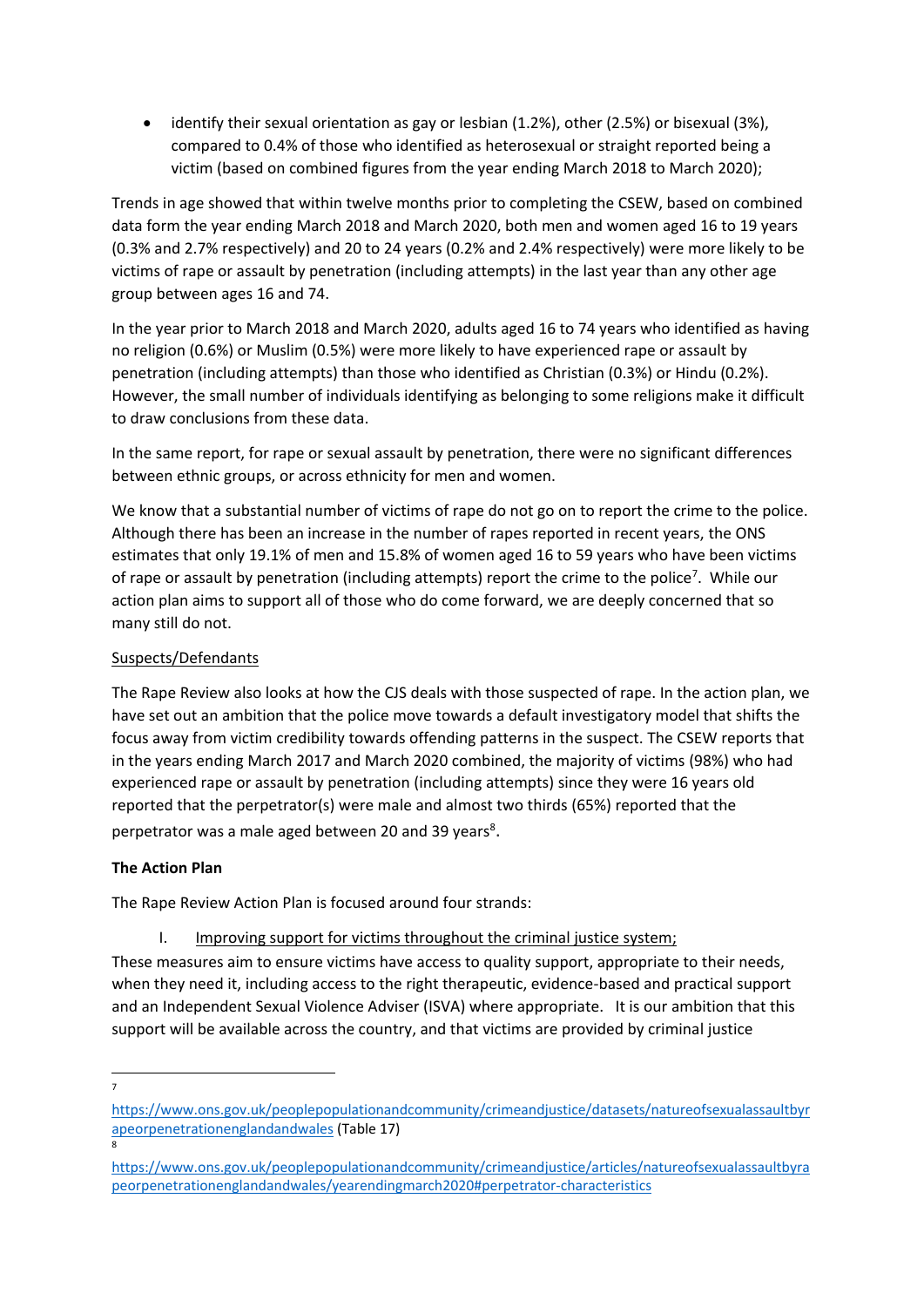- identify their sexual orientation as gay or lesbian (1.2%), other (2.5%) or bisexual (3%), compared to 0.4% of those who identified as heterosexual or straight reported being a victim (based on combined figures from the year ending March 2018 to March 2020);

Trends in age showed that within twelve months prior to completing the CSEW, based on combined data form the year ending March 2018 and March 2020, both men and women aged 16 to 19 years (0.3% and 2.7% respectively) and 20 to 24 years (0.2% and 2.4% respectively) were more likely to be victims of rape or assault by penetration (including attempts) in the last year than any other age group between ages 16 and 74.

In the year prior to March 2018 and March 2020, adults aged 16 to 74 years who identified as having no religion (0.6%) or Muslim (0.5%) were more likely to have experienced rape or assault by penetration (including attempts) than those who identified as Christian (0.3%) or Hindu (0.2%). However, the small number of individuals identifying as belonging to some religions make it difficult to draw conclusions from these data.

In the same report, for rape or sexual assault by penetration, there were no significant differences between ethnic groups, or across ethnicity for men and women.

We know that a substantial number of victims of rape do not go on to report the crime to the police. Although there has been an increase in the number of rapes reported in recent years, the ONS estimates that only 19.1% of men and 15.8% of women aged 16 to 59 years who have been victims of rape or assault by penetration (including attempts) report the crime to the police[7]. While our action plan aims to support all of those who do come forward, we are deeply concerned that so many still do not.

<u>Suspects/Defendants</u>

The Rape Review also looks at how the CJS deals with those suspected of rape. In the action plan, we have set out an ambition that the police move towards a default investigatory model that shifts the focus away from victim credibility towards offending patterns in the suspect. The CSEW reports that in the years ending March 2017 and March 2020 combined, the majority of victims (98%) who had experienced rape or assault by penetration (including attempts) since they were 16 years old reported that the perpetrator(s) were male and almost two thirds (65%) reported that the perpetrator was a male aged between 20 and 39 years[8].

**The Action Plan**

The Rape Review Action Plan is focused around four strands:

I. <u>Improving support for victims throughout the criminal justice system;</u>

These measures aim to ensure victims have access to quality support, appropriate to their needs, when they need it, including access to the right therapeutic, evidence-based and practical support and an Independent Sexual Violence Adviser (ISVA) where appropriate. It is our ambition that this support will be available across the country, and that victims are provided by criminal justice

---

[7] https://www.ons.gov.uk/peoplepopulationandcommunity/crimeandjustice/datasets/natureofsexualassaultbyrapeorpenetrationenglandandwales (Table 17)

[8] https://www.ons.gov.uk/peoplepopulationandcommunity/crimeandjustice/articles/natureofsexualassaultbyrapeorpenetrationenglandandwales/yearendingmarch2020#perpetrator-characteristics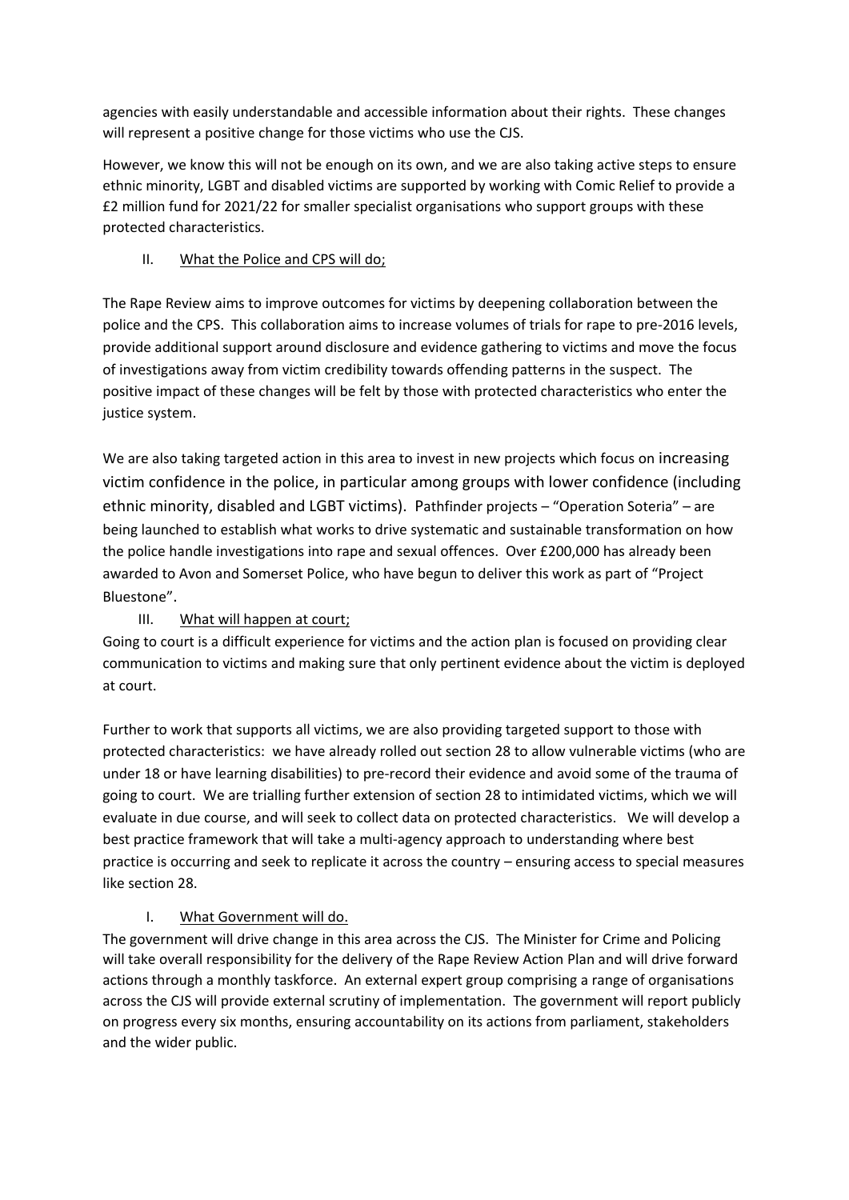agencies with easily understandable and accessible information about their rights. These changes will represent a positive change for those victims who use the CJS.

However, we know this will not be enough on its own, and we are also taking active steps to ensure ethnic minority, LGBT and disabled victims are supported by working with Comic Relief to provide a £2 million fund for 2021/22 for smaller specialist organisations who support groups with these protected characteristics.

II. <u>What the Police and CPS will do;</u>

The Rape Review aims to improve outcomes for victims by deepening collaboration between the police and the CPS. This collaboration aims to increase volumes of trials for rape to pre-2016 levels, provide additional support around disclosure and evidence gathering to victims and move the focus of investigations away from victim credibility towards offending patterns in the suspect. The positive impact of these changes will be felt by those with protected characteristics who enter the justice system.

We are also taking targeted action in this area to invest in new projects which focus on increasing victim confidence in the police, in particular among groups with lower confidence (including ethnic minority, disabled and LGBT victims). Pathfinder projects – "Operation Soteria" – are being launched to establish what works to drive systematic and sustainable transformation on how the police handle investigations into rape and sexual offences. Over £200,000 has already been awarded to Avon and Somerset Police, who have begun to deliver this work as part of "Project Bluestone".

III. <u>What will happen at court;</u>

Going to court is a difficult experience for victims and the action plan is focused on providing clear communication to victims and making sure that only pertinent evidence about the victim is deployed at court.

Further to work that supports all victims, we are also providing targeted support to those with protected characteristics: we have already rolled out section 28 to allow vulnerable victims (who are under 18 or have learning disabilities) to pre-record their evidence and avoid some of the trauma of going to court. We are trialling further extension of section 28 to intimidated victims, which we will evaluate in due course, and will seek to collect data on protected characteristics. We will develop a best practice framework that will take a multi-agency approach to understanding where best practice is occurring and seek to replicate it across the country – ensuring access to special measures like section 28.

I. <u>What Government will do.</u>

The government will drive change in this area across the CJS. The Minister for Crime and Policing will take overall responsibility for the delivery of the Rape Review Action Plan and will drive forward actions through a monthly taskforce. An external expert group comprising a range of organisations across the CJS will provide external scrutiny of implementation. The government will report publicly on progress every six months, ensuring accountability on its actions from parliament, stakeholders and the wider public.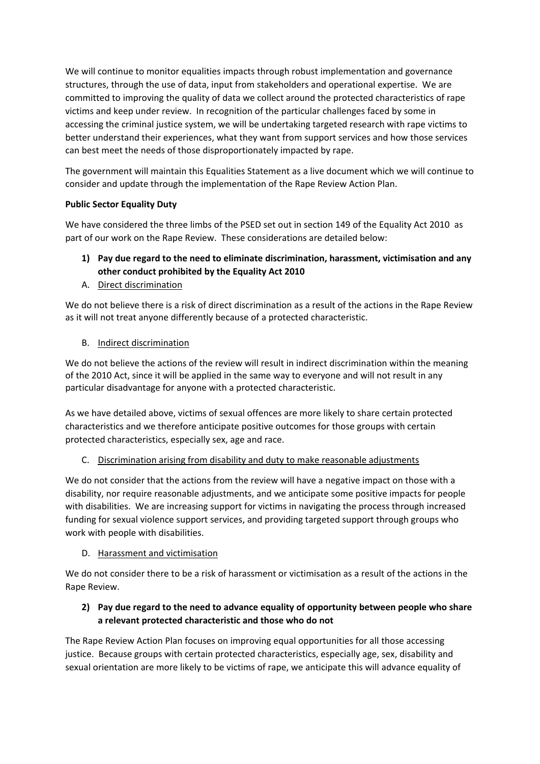We will continue to monitor equalities impacts through robust implementation and governance structures, through the use of data, input from stakeholders and operational expertise. We are committed to improving the quality of data we collect around the protected characteristics of rape victims and keep under review. In recognition of the particular challenges faced by some in accessing the criminal justice system, we will be undertaking targeted research with rape victims to better understand their experiences, what they want from support services and how those services can best meet the needs of those disproportionately impacted by rape.

The government will maintain this Equalities Statement as a live document which we will continue to consider and update through the implementation of the Rape Review Action Plan.

**Public Sector Equality Duty**

We have considered the three limbs of the PSED set out in section 149 of the Equality Act 2010 as part of our work on the Rape Review. These considerations are detailed below:

1) **Pay due regard to the need to eliminate discrimination, harassment, victimisation and any other conduct prohibited by the Equality Act 2010**

A. Direct discrimination

We do not believe there is a risk of direct discrimination as a result of the actions in the Rape Review as it will not treat anyone differently because of a protected characteristic.

B. Indirect discrimination

We do not believe the actions of the review will result in indirect discrimination within the meaning of the 2010 Act, since it will be applied in the same way to everyone and will not result in any particular disadvantage for anyone with a protected characteristic.

As we have detailed above, victims of sexual offences are more likely to share certain protected characteristics and we therefore anticipate positive outcomes for those groups with certain protected characteristics, especially sex, age and race.

C. Discrimination arising from disability and duty to make reasonable adjustments

We do not consider that the actions from the review will have a negative impact on those with a disability, nor require reasonable adjustments, and we anticipate some positive impacts for people with disabilities. We are increasing support for victims in navigating the process through increased funding for sexual violence support services, and providing targeted support through groups who work with people with disabilities.

D. Harassment and victimisation

We do not consider there to be a risk of harassment or victimisation as a result of the actions in the Rape Review.

2) **Pay due regard to the need to advance equality of opportunity between people who share a relevant protected characteristic and those who do not**

The Rape Review Action Plan focuses on improving equal opportunities for all those accessing justice. Because groups with certain protected characteristics, especially age, sex, disability and sexual orientation are more likely to be victims of rape, we anticipate this will advance equality of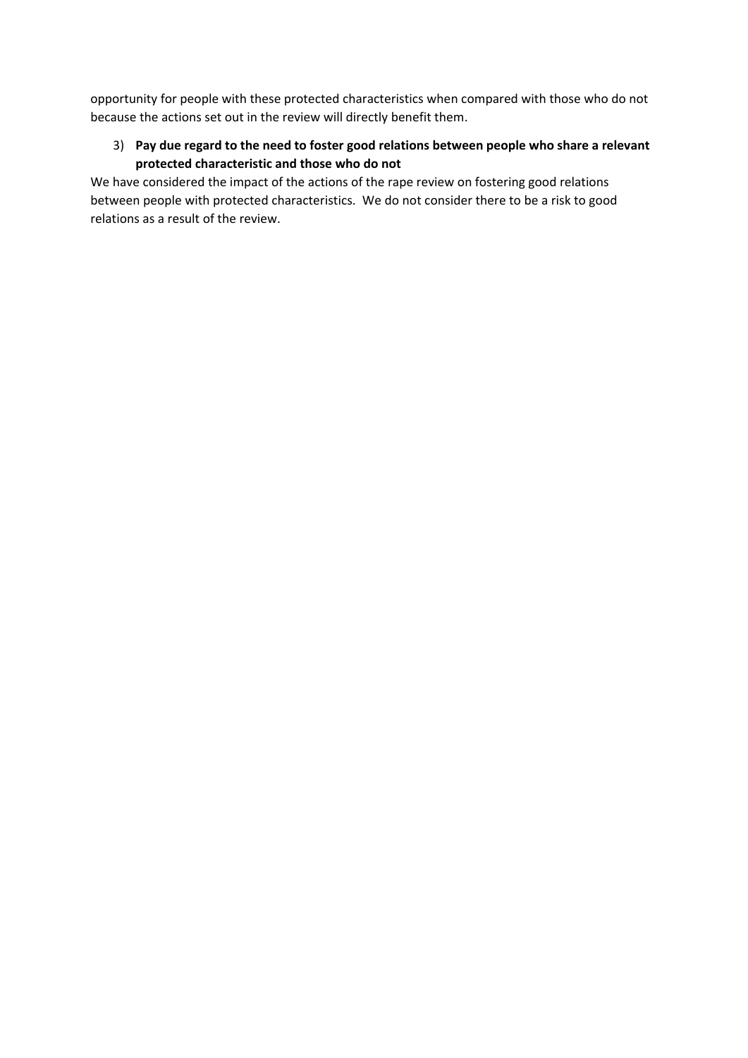opportunity for people with these protected characteristics when compared with those who do not because the actions set out in the review will directly benefit them.

3) **Pay due regard to the need to foster good relations between people who share a relevant protected characteristic and those who do not**

We have considered the impact of the actions of the rape review on fostering good relations between people with protected characteristics. We do not consider there to be a risk to good relations as a result of the review.